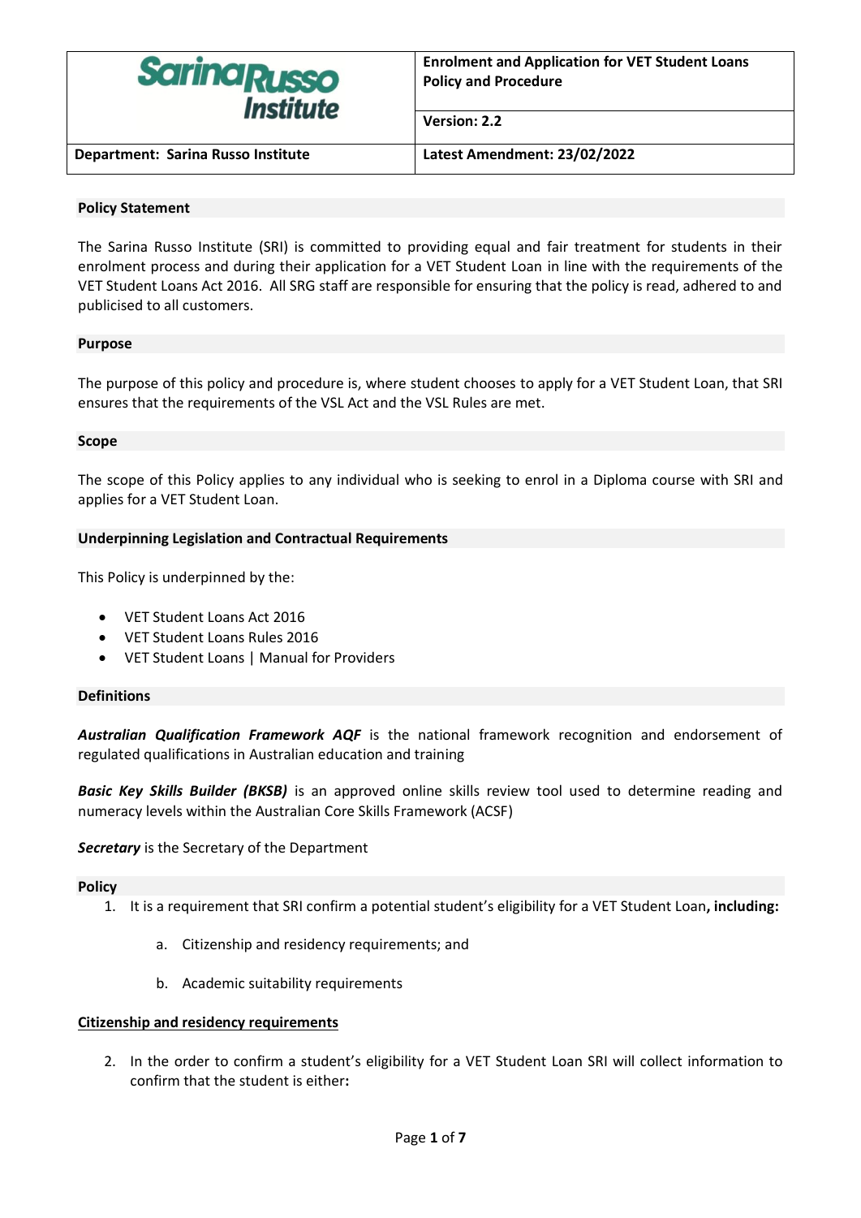| Sarina Russo Institute | Enrolment and Application for VET Student Loans Policy and Procedure |
| --- | --- |
| | **Version: 2.2** |
| **Department: Sarina Russo Institute** | **Latest Amendment: 23/02/2022** |

## Policy Statement

The Sarina Russo Institute (SRI) is committed to providing equal and fair treatment for students in their enrolment process and during their application for a VET Student Loan in line with the requirements of the VET Student Loans Act 2016. All SRG staff are responsible for ensuring that the policy is read, adhered to and publicised to all customers.

## Purpose

The purpose of this policy and procedure is, where student chooses to apply for a VET Student Loan, that SRI ensures that the requirements of the VSL Act and the VSL Rules are met.

## Scope

The scope of this Policy applies to any individual who is seeking to enrol in a Diploma course with SRI and applies for a VET Student Loan.

## Underpinning Legislation and Contractual Requirements

This Policy is underpinned by the:

- VET Student Loans Act 2016
- VET Student Loans Rules 2016
- VET Student Loans | Manual for Providers

## Definitions

***Australian Qualification Framework AQF*** is the national framework recognition and endorsement of regulated qualifications in Australian education and training

***Basic Key Skills Builder (BKSB)*** is an approved online skills review tool used to determine reading and numeracy levels within the Australian Core Skills Framework (ACSF)

***Secretary*** is the Secretary of the Department

## Policy

1. It is a requirement that SRI confirm a potential student's eligibility for a VET Student Loan**, including:**

    a. Citizenship and residency requirements; and

    b. Academic suitability requirements

**Citizenship and residency requirements**

2. In the order to confirm a student's eligibility for a VET Student Loan SRI will collect information to confirm that the student is either**:**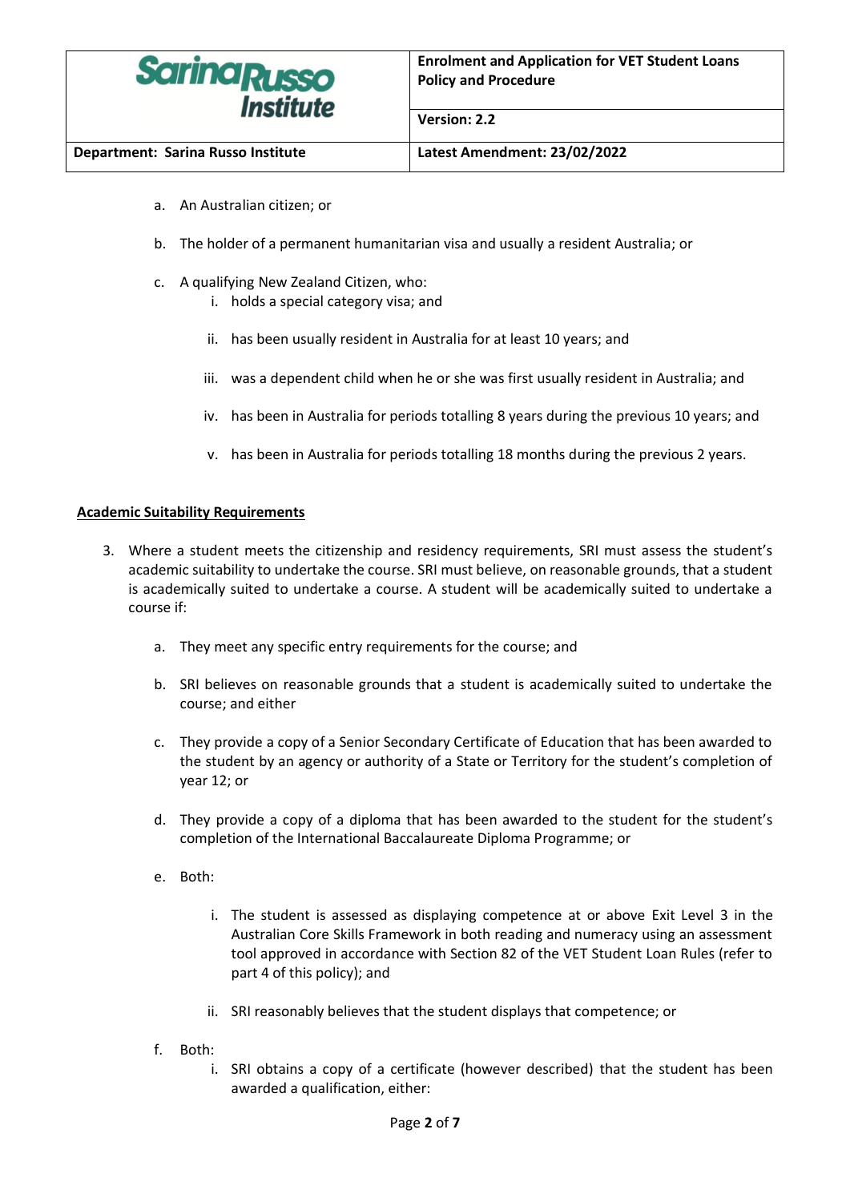a. An Australian citizen; or

b. The holder of a permanent humanitarian visa and usually a resident Australia; or

c. A qualifying New Zealand Citizen, who:
   i. holds a special category visa; and
   ii. has been usually resident in Australia for at least 10 years; and
   iii. was a dependent child when he or she was first usually resident in Australia; and
   iv. has been in Australia for periods totalling 8 years during the previous 10 years; and
   v. has been in Australia for periods totalling 18 months during the previous 2 years.

**Academic Suitability Requirements**

3. Where a student meets the citizenship and residency requirements, SRI must assess the student's academic suitability to undertake the course. SRI must believe, on reasonable grounds, that a student is academically suited to undertake a course. A student will be academically suited to undertake a course if:

   a. They meet any specific entry requirements for the course; and

   b. SRI believes on reasonable grounds that a student is academically suited to undertake the course; and either

   c. They provide a copy of a Senior Secondary Certificate of Education that has been awarded to the student by an agency or authority of a State or Territory for the student's completion of year 12; or

   d. They provide a copy of a diploma that has been awarded to the student for the student's completion of the International Baccalaureate Diploma Programme; or

   e. Both:
      i. The student is assessed as displaying competence at or above Exit Level 3 in the Australian Core Skills Framework in both reading and numeracy using an assessment tool approved in accordance with Section 82 of the VET Student Loan Rules (refer to part 4 of this policy); and
      ii. SRI reasonably believes that the student displays that competence; or

   f. Both:
      i. SRI obtains a copy of a certificate (however described) that the student has been awarded a qualification, either: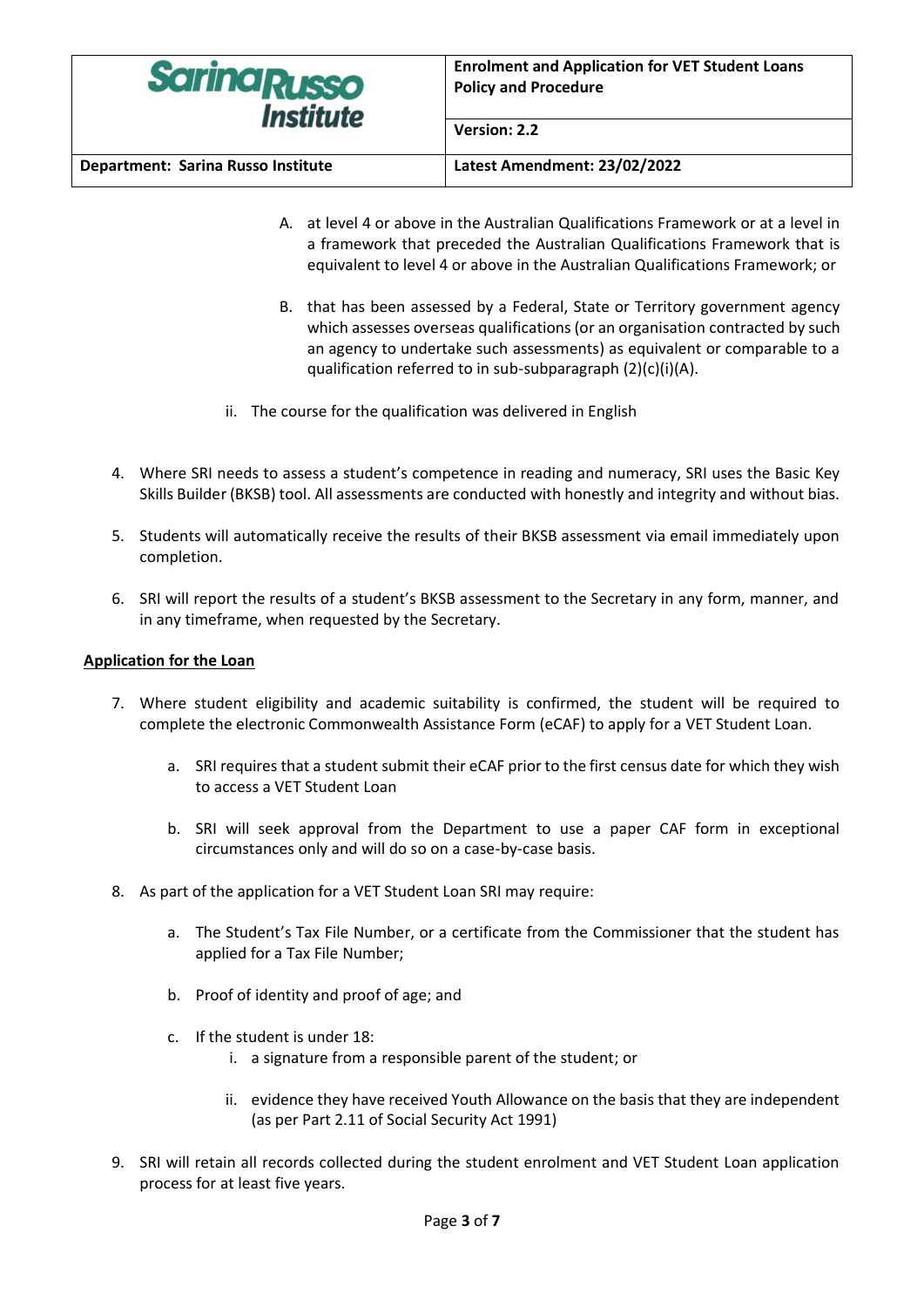A. at level 4 or above in the Australian Qualifications Framework or at a level in a framework that preceded the Australian Qualifications Framework that is equivalent to level 4 or above in the Australian Qualifications Framework; or

B. that has been assessed by a Federal, State or Territory government agency which assesses overseas qualifications (or an organisation contracted by such an agency to undertake such assessments) as equivalent or comparable to a qualification referred to in sub-subparagraph (2)(c)(i)(A).

ii. The course for the qualification was delivered in English

4. Where SRI needs to assess a student's competence in reading and numeracy, SRI uses the Basic Key Skills Builder (BKSB) tool. All assessments are conducted with honestly and integrity and without bias.

5. Students will automatically receive the results of their BKSB assessment via email immediately upon completion.

6. SRI will report the results of a student's BKSB assessment to the Secretary in any form, manner, and in any timeframe, when requested by the Secretary.

**Application for the Loan**

7. Where student eligibility and academic suitability is confirmed, the student will be required to complete the electronic Commonwealth Assistance Form (eCAF) to apply for a VET Student Loan.

   a. SRI requires that a student submit their eCAF prior to the first census date for which they wish to access a VET Student Loan

   b. SRI will seek approval from the Department to use a paper CAF form in exceptional circumstances only and will do so on a case-by-case basis.

8. As part of the application for a VET Student Loan SRI may require:

   a. The Student's Tax File Number, or a certificate from the Commissioner that the student has applied for a Tax File Number;

   b. Proof of identity and proof of age; and

   c. If the student is under 18:
      i. a signature from a responsible parent of the student; or

      ii. evidence they have received Youth Allowance on the basis that they are independent (as per Part 2.11 of Social Security Act 1991)

9. SRI will retain all records collected during the student enrolment and VET Student Loan application process for at least five years.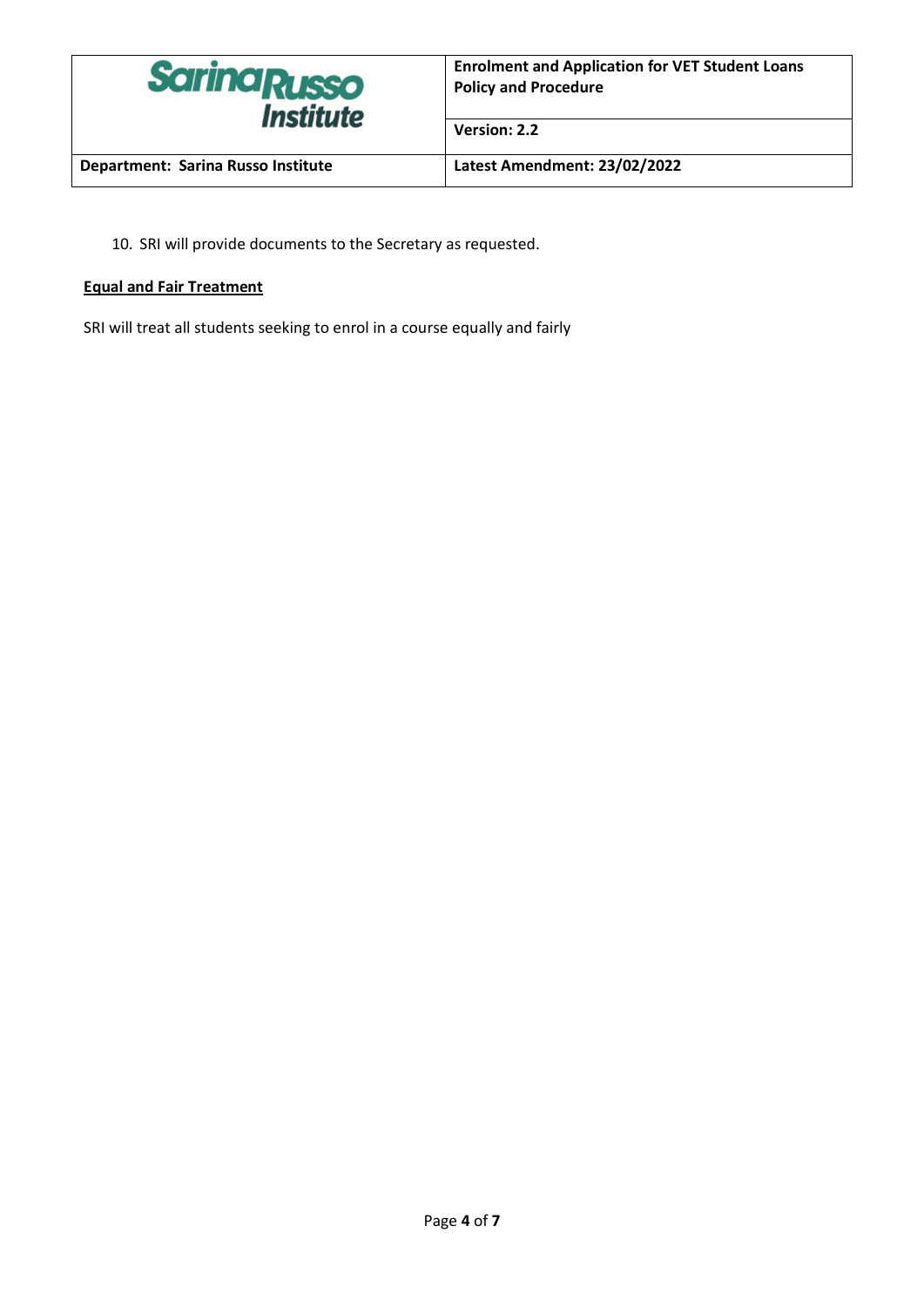10. SRI will provide documents to the Secretary as requested.

**Equal and Fair Treatment**

SRI will treat all students seeking to enrol in a course equally and fairly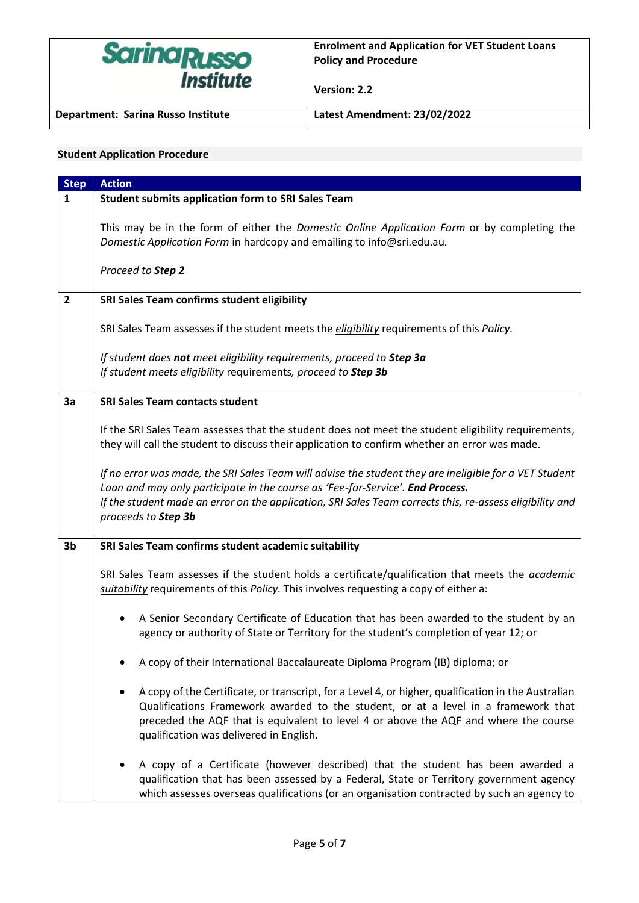### Student Application Procedure

| Step | Action |
|---|---|
| 1 | **Student submits application form to SRI Sales Team**<br><br>This may be in the form of either the *Domestic Online Application Form* or by completing the *Domestic Application Form* in hardcopy and emailing to info@sri.edu.au.<br><br>*Proceed to **Step 2*** |
| 2 | **SRI Sales Team confirms student eligibility**<br><br>SRI Sales Team assesses if the student meets the ***eligibility*** requirements of this *Policy.*<br><br>*If student does **not** meet eligibility requirements, proceed to **Step 3a***<br>*If student meets eligibility requirements, proceed to **Step 3b*** |
| 3a | **SRI Sales Team contacts student**<br><br>If the SRI Sales Team assesses that the student does not meet the student eligibility requirements, they will call the student to discuss their application to confirm whether an error was made.<br><br>*If no error was made, the SRI Sales Team will advise the student they are ineligible for a VET Student Loan and may only participate in the course as 'Fee-for-Service'. **End Process.***<br>*If the student made an error on the application, SRI Sales Team corrects this, re-assess eligibility and proceeds to **Step 3b*** |
| 3b | **SRI Sales Team confirms student academic suitability**<br><br>SRI Sales Team assesses if the student holds a certificate/qualification that meets the ***academic suitability*** requirements of this *Policy.* This involves requesting a copy of either a:<br><br>• A Senior Secondary Certificate of Education that has been awarded to the student by an agency or authority of State or Territory for the student's completion of year 12; or<br><br>• A copy of their International Baccalaureate Diploma Program (IB) diploma; or<br><br>• A copy of the Certificate, or transcript, for a Level 4, or higher, qualification in the Australian Qualifications Framework awarded to the student, or at a level in a framework that preceded the AQF that is equivalent to level 4 or above the AQF and where the course qualification was delivered in English.<br><br>• A copy of a Certificate (however described) that the student has been awarded a qualification that has been assessed by a Federal, State or Territory government agency which assesses overseas qualifications (or an organisation contracted by such an agency to |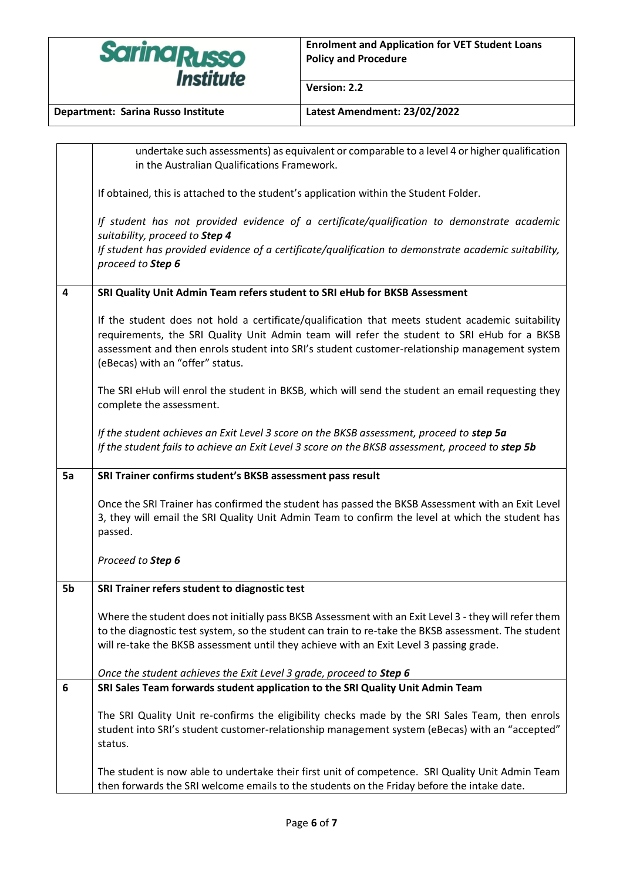| | |
|---|---|
| | undertake such assessments) as equivalent or comparable to a level 4 or higher qualification in the Australian Qualifications Framework.<br><br>If obtained, this is attached to the student's application within the Student Folder.<br><br>*If student has not provided evidence of a certificate/qualification to demonstrate academic suitability, proceed to* ***Step 4***<br>*If student has provided evidence of a certificate/qualification to demonstrate academic suitability, proceed to* ***Step 6*** |
| **4** | **SRI Quality Unit Admin Team refers student to SRI eHub for BKSB Assessment**<br><br>If the student does not hold a certificate/qualification that meets student academic suitability requirements, the SRI Quality Unit Admin team will refer the student to SRI eHub for a BKSB assessment and then enrols student into SRI's student customer-relationship management system (eBecas) with an "offer" status.<br><br>The SRI eHub will enrol the student in BKSB, which will send the student an email requesting they complete the assessment.<br><br>*If the student achieves an Exit Level 3 score on the BKSB assessment, proceed to* ***step 5a***<br>*If the student fails to achieve an Exit Level 3 score on the BKSB assessment, proceed to* ***step 5b*** |
| **5a** | **SRI Trainer confirms student's BKSB assessment pass result**<br><br>Once the SRI Trainer has confirmed the student has passed the BKSB Assessment with an Exit Level 3, they will email the SRI Quality Unit Admin Team to confirm the level at which the student has passed.<br><br>*Proceed to* ***Step 6*** |
| **5b** | **SRI Trainer refers student to diagnostic test**<br><br>Where the student does not initially pass BKSB Assessment with an Exit Level 3 - they will refer them to the diagnostic test system, so the student can train to re-take the BKSB assessment. The student will re-take the BKSB assessment until they achieve with an Exit Level 3 passing grade.<br><br>*Once the student achieves the Exit Level 3 grade, proceed to* ***Step 6*** |
| **6** | **SRI Sales Team forwards student application to the SRI Quality Unit Admin Team**<br><br>The SRI Quality Unit re-confirms the eligibility checks made by the SRI Sales Team, then enrols student into SRI's student customer-relationship management system (eBecas) with an "accepted" status.<br><br>The student is now able to undertake their first unit of competence. SRI Quality Unit Admin Team then forwards the SRI welcome emails to the students on the Friday before the intake date. |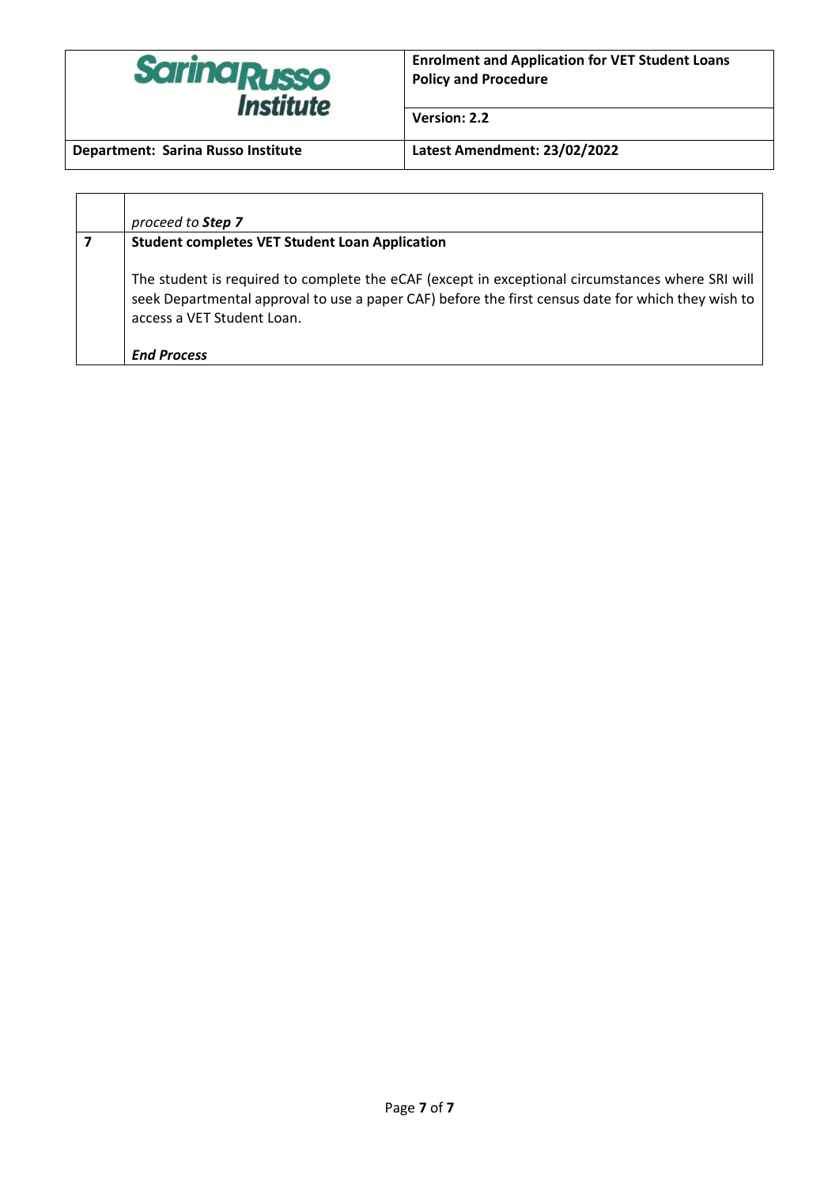| | |
|---|---|
| | *proceed to **Step 7*** |
| **7** | **Student completes VET Student Loan Application**<br><br>The student is required to complete the eCAF (except in exceptional circumstances where SRI will seek Departmental approval to use a paper CAF) before the first census date for which they wish to access a VET Student Loan.<br><br>***End Process*** |